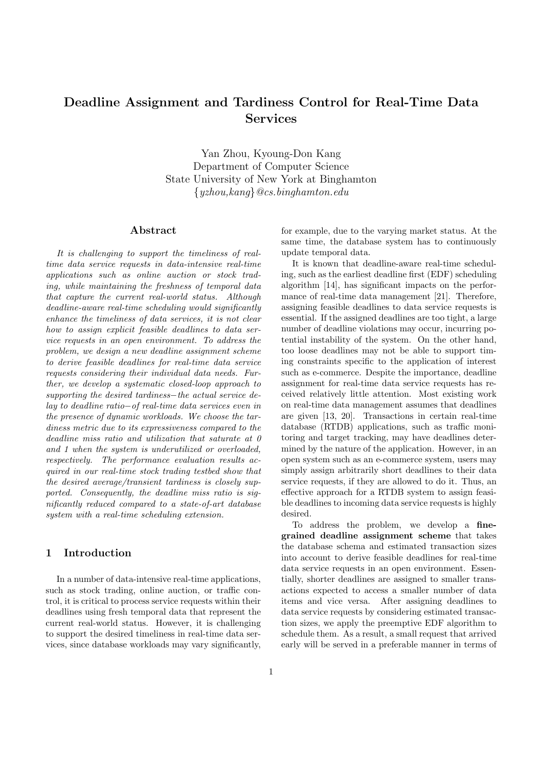# Deadline Assignment and Tardiness Control for Real-Time Data Services

Yan Zhou, Kyoung-Don Kang
Department of Computer Science
State University of New York at Binghamton
{yzhou,kang}@cs.binghamton.edu

## Abstract

*It is challenging to support the timeliness of real-time data service requests in data-intensive real-time applications such as online auction or stock trading, while maintaining the freshness of temporal data that capture the current real-world status. Although deadline-aware real-time scheduling would significantly enhance the timeliness of data services, it is not clear how to assign explicit feasible deadlines to data service requests in an open environment. To address the problem, we design a new deadline assignment scheme to derive feasible deadlines for real-time data service requests considering their individual data needs. Further, we develop a systematic closed-loop approach to supporting the desired tardiness−the actual service delay to deadline ratio−of real-time data services even in the presence of dynamic workloads. We choose the tardiness metric due to its expressiveness compared to the deadline miss ratio and utilization that saturate at 0 and 1 when the system is underutilized or overloaded, respectively. The performance evaluation results acquired in our real-time stock trading testbed show that the desired average/transient tardiness is closely supported. Consequently, the deadline miss ratio is significantly reduced compared to a state-of-art database system with a real-time scheduling extension.*

## 1 Introduction

In a number of data-intensive real-time applications, such as stock trading, online auction, or traffic control, it is critical to process service requests within their deadlines using fresh temporal data that represent the current real-world status. However, it is challenging to support the desired timeliness in real-time data services, since database workloads may vary significantly, for example, due to the varying market status. At the same time, the database system has to continuously update temporal data.

It is known that deadline-aware real-time scheduling, such as the earliest deadline first (EDF) scheduling algorithm [14], has significant impacts on the performance of real-time data management [21]. Therefore, assigning feasible deadlines to data service requests is essential. If the assigned deadlines are too tight, a large number of deadline violations may occur, incurring potential instability of the system. On the other hand, too loose deadlines may not be able to support timing constraints specific to the application of interest such as e-commerce. Despite the importance, deadline assignment for real-time data service requests has received relatively little attention. Most existing work on real-time data management assumes that deadlines are given [13, 20]. Transactions in certain real-time database (RTDB) applications, such as traffic monitoring and target tracking, may have deadlines determined by the nature of the application. However, in an open system such as an e-commerce system, users may simply assign arbitrarily short deadlines to their data service requests, if they are allowed to do it. Thus, an effective approach for a RTDB system to assign feasible deadlines to incoming data service requests is highly desired.

To address the problem, we develop a **fine-grained deadline assignment scheme** that takes the database schema and estimated transaction sizes into account to derive feasible deadlines for real-time data service requests in an open environment. Essentially, shorter deadlines are assigned to smaller transactions expected to access a smaller number of data items and vice versa. After assigning deadlines to data service requests by considering estimated transaction sizes, we apply the preemptive EDF algorithm to schedule them. As a result, a small request that arrived early will be served in a preferable manner in terms of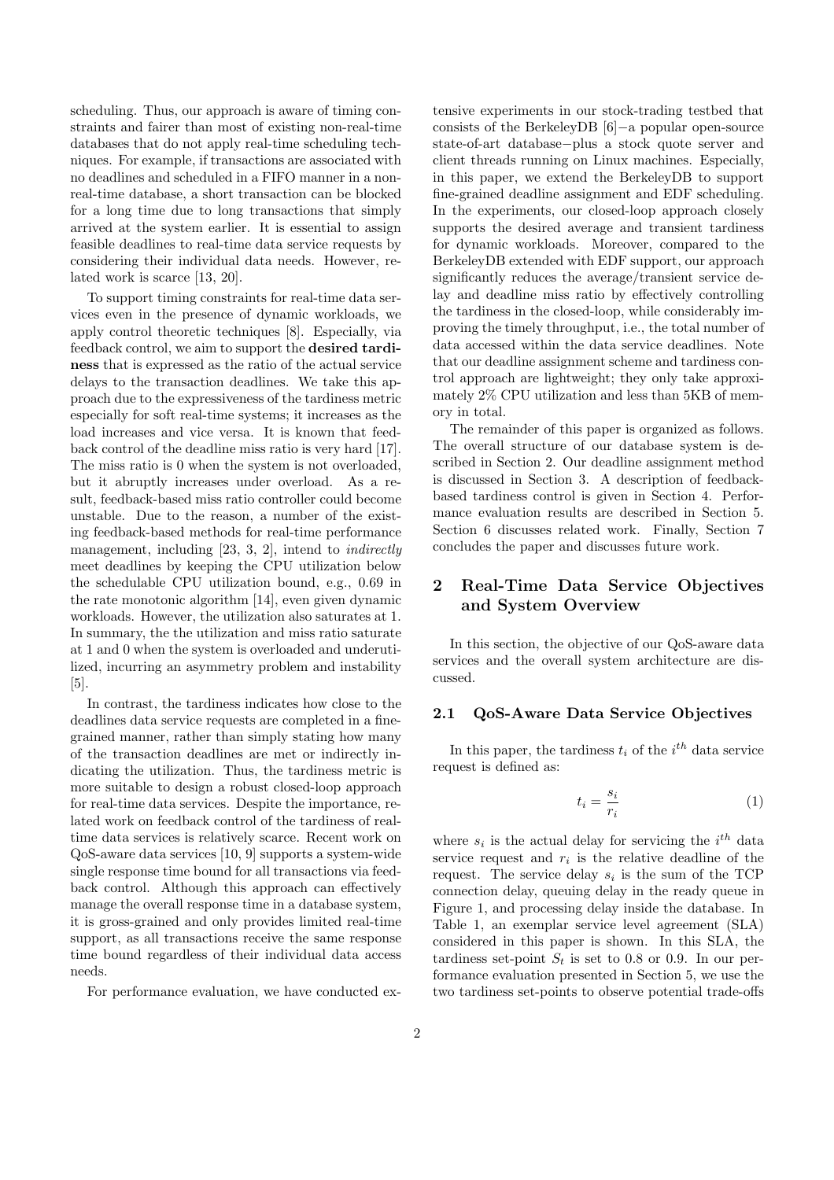scheduling. Thus, our approach is aware of timing constraints and fairer than most of existing non-real-time databases that do not apply real-time scheduling techniques. For example, if transactions are associated with no deadlines and scheduled in a FIFO manner in a non-real-time database, a short transaction can be blocked for a long time due to long transactions that simply arrived at the system earlier. It is essential to assign feasible deadlines to real-time data service requests by considering their individual data needs. However, related work is scarce [13, 20].

To support timing constraints for real-time data services even in the presence of dynamic workloads, we apply control theoretic techniques [8]. Especially, via feedback control, we aim to support the **desired tardiness** that is expressed as the ratio of the actual service delays to the transaction deadlines. We take this approach due to the expressiveness of the tardiness metric especially for soft real-time systems; it increases as the load increases and vice versa. It is known that feedback control of the deadline miss ratio is very hard [17]. The miss ratio is 0 when the system is not overloaded, but it abruptly increases under overload. As a result, feedback-based miss ratio controller could become unstable. Due to the reason, a number of the existing feedback-based methods for real-time performance management, including [23, 3, 2], intend to *indirectly* meet deadlines by keeping the CPU utilization below the schedulable CPU utilization bound, e.g., 0.69 in the rate monotonic algorithm [14], even given dynamic workloads. However, the utilization also saturates at 1. In summary, the the utilization and miss ratio saturate at 1 and 0 when the system is overloaded and underutilized, incurring an asymmetry problem and instability [5].

In contrast, the tardiness indicates how close to the deadlines data service requests are completed in a fine-grained manner, rather than simply stating how many of the transaction deadlines are met or indirectly indicating the utilization. Thus, the tardiness metric is more suitable to design a robust closed-loop approach for real-time data services. Despite the importance, related work on feedback control of the tardiness of real-time data services is relatively scarce. Recent work on QoS-aware data services [10, 9] supports a system-wide single response time bound for all transactions via feedback control. Although this approach can effectively manage the overall response time in a database system, it is gross-grained and only provides limited real-time support, as all transactions receive the same response time bound regardless of their individual data access needs.

For performance evaluation, we have conducted extensive experiments in our stock-trading testbed that consists of the BerkeleyDB [6]−a popular open-source state-of-art database−plus a stock quote server and client threads running on Linux machines. Especially, in this paper, we extend the BerkeleyDB to support fine-grained deadline assignment and EDF scheduling. In the experiments, our closed-loop approach closely supports the desired average and transient tardiness for dynamic workloads. Moreover, compared to the BerkeleyDB extended with EDF support, our approach significantly reduces the average/transient service delay and deadline miss ratio by effectively controlling the tardiness in the closed-loop, while considerably improving the timely throughput, i.e., the total number of data accessed within the data service deadlines. Note that our deadline assignment scheme and tardiness control approach are lightweight; they only take approximately 2% CPU utilization and less than 5KB of memory in total.

The remainder of this paper is organized as follows. The overall structure of our database system is described in Section 2. Our deadline assignment method is discussed in Section 3. A description of feedback-based tardiness control is given in Section 4. Performance evaluation results are described in Section 5. Section 6 discusses related work. Finally, Section 7 concludes the paper and discusses future work.

## 2 Real-Time Data Service Objectives and System Overview

In this section, the objective of our QoS-aware data services and the overall system architecture are discussed.

### 2.1 QoS-Aware Data Service Objectives

In this paper, the tardiness $t_i$ of the $i^{th}$ data service request is defined as:

$$t_i = \frac{s_i}{r_i} \tag{1}$$

where $s_i$ is the actual delay for servicing the $i^{th}$ data service request and $r_i$ is the relative deadline of the request. The service delay $s_i$ is the sum of the TCP connection delay, queuing delay in the ready queue in Figure 1, and processing delay inside the database. In Table 1, an exemplar service level agreement (SLA) considered in this paper is shown. In this SLA, the tardiness set-point $S_t$ is set to 0.8 or 0.9. In our performance evaluation presented in Section 5, we use the two tardiness set-points to observe potential trade-offs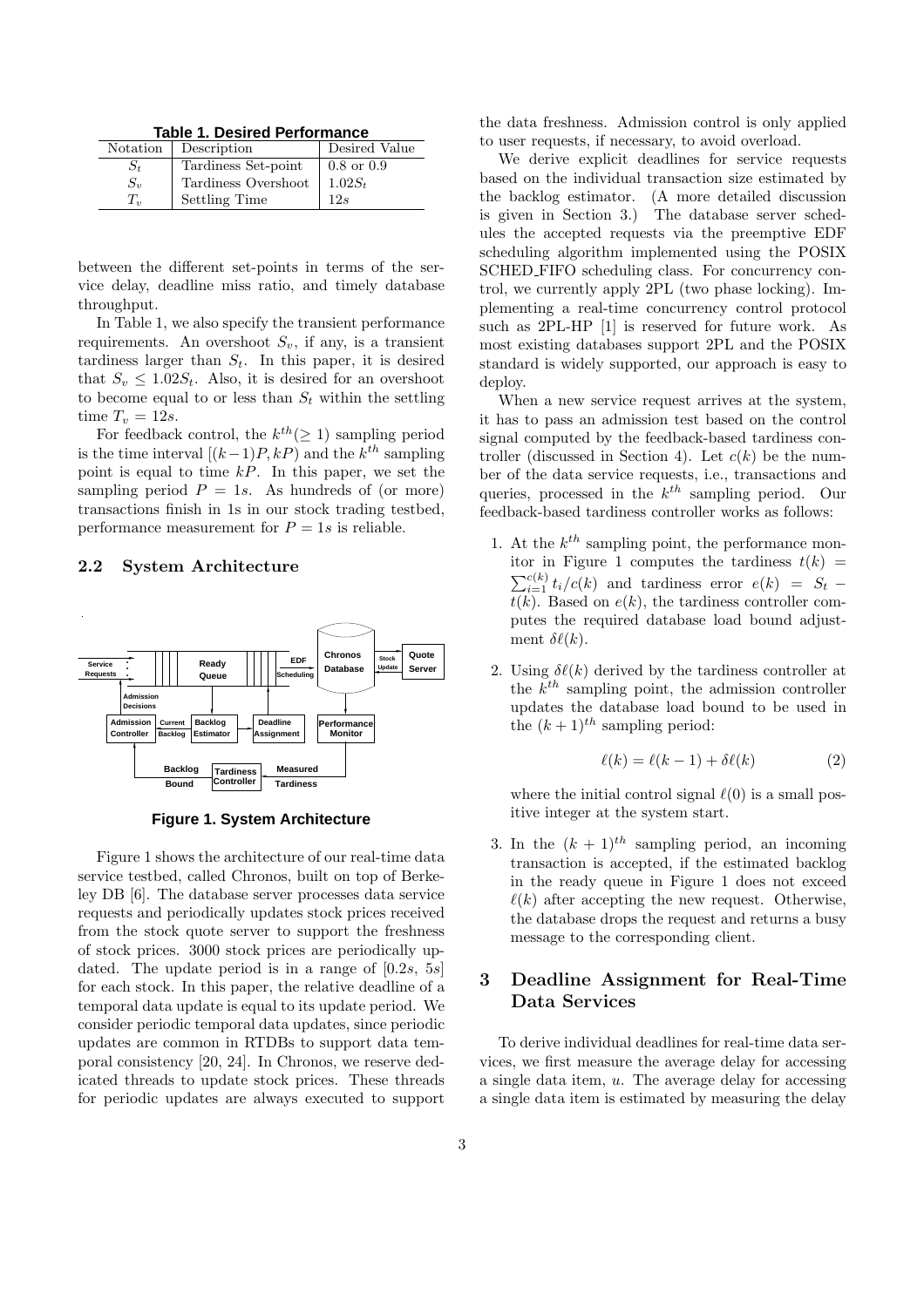**Table 1. Desired Performance**

| Notation | Description | Desired Value |
|---|---|---|
| $S_t$ | Tardiness Set-point | 0.8 or 0.9 |
| $S_v$ | Tardiness Overshoot | $1.02S_t$ |
| $T_v$ | Settling Time | $12s$ |

between the different set-points in terms of the service delay, deadline miss ratio, and timely database throughput.

In Table 1, we also specify the transient performance requirements. An overshoot $S_v$, if any, is a transient tardiness larger than $S_t$. In this paper, it is desired that $S_v \leq 1.02S_t$. Also, it is desired for an overshoot to become equal to or less than $S_t$ within the settling time $T_v = 12s$.

For feedback control, the $k^{th}(\geq 1)$ sampling period is the time interval $[(k-1)P, kP)$ and the $k^{th}$ sampling point is equal to time $kP$. In this paper, we set the sampling period $P = 1s$. As hundreds of (or more) transactions finish in 1s in our stock trading testbed, performance measurement for $P = 1s$ is reliable.

### 2.2 System Architecture

**Figure 1. System Architecture**

Figure 1 shows the architecture of our real-time data service testbed, called Chronos, built on top of Berkeley DB [6]. The database server processes data service requests and periodically updates stock prices received from the stock quote server to support the freshness of stock prices. 3000 stock prices are periodically updated. The update period is in a range of $[0.2s, 5s]$ for each stock. In this paper, the relative deadline of a temporal data update is equal to its update period. We consider periodic temporal data updates, since periodic updates are common in RTDBs to support data temporal consistency [20, 24]. In Chronos, we reserve dedicated threads to update stock prices. These threads for periodic updates are always executed to support the data freshness. Admission control is only applied to user requests, if necessary, to avoid overload.

We derive explicit deadlines for service requests based on the individual transaction size estimated by the backlog estimator. (A more detailed discussion is given in Section 3.) The database server schedules the accepted requests via the preemptive EDF scheduling algorithm implemented using the POSIX SCHED_FIFO scheduling class. For concurrency control, we currently apply 2PL (two phase locking). Implementing a real-time concurrency control protocol such as 2PL-HP [1] is reserved for future work. As most existing databases support 2PL and the POSIX standard is widely supported, our approach is easy to deploy.

When a new service request arrives at the system, it has to pass an admission test based on the control signal computed by the feedback-based tardiness controller (discussed in Section 4). Let $c(k)$ be the number of the data service requests, i.e., transactions and queries, processed in the $k^{th}$ sampling period. Our feedback-based tardiness controller works as follows:

1. At the $k^{th}$ sampling point, the performance monitor in Figure 1 computes the tardiness $t(k) = \sum_{i=1}^{c(k)} t_i / c(k)$ and tardiness error $e(k) = S_t - t(k)$. Based on $e(k)$, the tardiness controller computes the required database load bound adjustment $\delta\ell(k)$.

2. Using $\delta\ell(k)$ derived by the tardiness controller at the $k^{th}$ sampling point, the admission controller updates the database load bound to be used in the $(k+1)^{th}$ sampling period:

$$\ell(k) = \ell(k-1) + \delta\ell(k) \tag{2}$$

   where the initial control signal $\ell(0)$ is a small positive integer at the system start.

3. In the $(k+1)^{th}$ sampling period, an incoming transaction is accepted, if the estimated backlog in the ready queue in Figure 1 does not exceed $\ell(k)$ after accepting the new request. Otherwise, the database drops the request and returns a busy message to the corresponding client.

## 3 Deadline Assignment for Real-Time Data Services

To derive individual deadlines for real-time data services, we first measure the average delay for accessing a single data item, $u$. The average delay for accessing a single data item is estimated by measuring the delay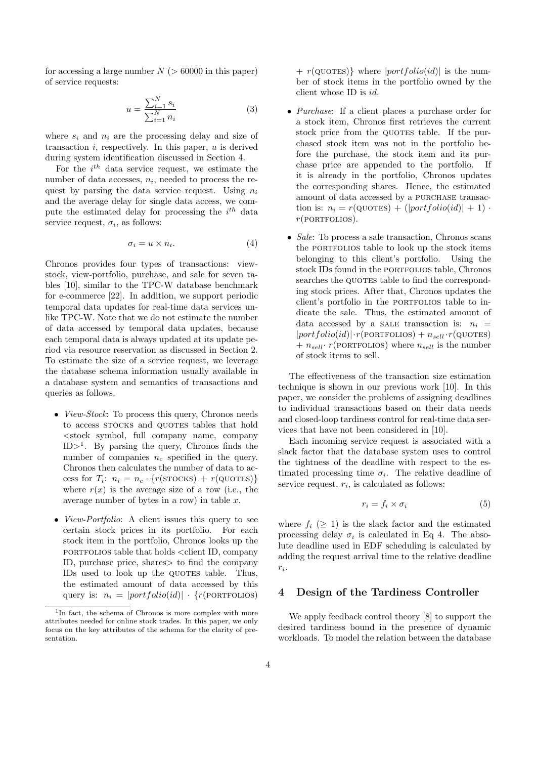for accessing a large number $N$ ($> 60000$ in this paper) of service requests:

$$u = \frac{\sum_{i=1}^{N} s_i}{\sum_{i=1}^{N} n_i} \tag{3}$$

where $s_i$ and $n_i$ are the processing delay and size of transaction $i$, respectively. In this paper, $u$ is derived during system identification discussed in Section 4.

For the $i^{th}$ data service request, we estimate the number of data accesses, $n_i$, needed to process the request by parsing the data service request. Using $n_i$ and the average delay for single data access, we compute the estimated delay for processing the $i^{th}$ data service request, $\sigma_i$, as follows:

$$\sigma_i = u \times n_i. \tag{4}$$

Chronos provides four types of transactions: view-stock, view-portfolio, purchase, and sale for seven tables [10], similar to the TPC-W database benchmark for e-commerce [22]. In addition, we support periodic temporal data updates for real-time data services unlike TPC-W. Note that we do not estimate the number of data accessed by temporal data updates, because each temporal data is always updated at its update period via resource reservation as discussed in Section 2. To estimate the size of a service request, we leverage the database schema information usually available in a database system and semantics of transactions and queries as follows.

- *View-Stock*: To process this query, Chronos needs to access STOCKS and QUOTES tables that hold <stock symbol, full company name, company ID>[1]. By parsing the query, Chronos finds the number of companies $n_c$ specified in the query. Chronos then calculates the number of data to access for $T_i$: $n_i = n_c \cdot \{r(\text{STOCKS}) + r(\text{QUOTES})\}$ where $r(x)$ is the average size of a row (i.e., the average number of bytes in a row) in table $x$.

- *View-Portfolio*: A client issues this query to see certain stock prices in its portfolio. For each stock item in the portfolio, Chronos looks up the PORTFOLIOS table that holds <client ID, company ID, purchase price, shares> to find the company IDs used to look up the QUOTES table. Thus, the estimated amount of data accessed by this query is: $n_i = |portfolio(id)| \cdot \{r(\text{PORTFOLIOS}) + r(\text{QUOTES})\}$ where $|portfolio(id)|$ is the number of stock items in the portfolio owned by the client whose ID is $id$.

- *Purchase*: If a client places a purchase order for a stock item, Chronos first retrieves the current stock price from the QUOTES table. If the purchased stock item was not in the portfolio before the purchase, the stock item and its purchase price are appended to the portfolio. If it is already in the portfolio, Chronos updates the corresponding shares. Hence, the estimated amount of data accessed by a PURCHASE transaction is: $n_i = r(\text{QUOTES}) + (|portfolio(id)| + 1) \cdot r(\text{PORTFOLIOS})$.

- *Sale*: To process a sale transaction, Chronos scans the PORTFOLIOS table to look up the stock items belonging to this client's portfolio. Using the stock IDs found in the PORTFOLIOS table, Chronos searches the QUOTES table to find the corresponding stock prices. After that, Chronos updates the client's portfolio in the PORTFOLIOS table to indicate the sale. Thus, the estimated amount of data accessed by a SALE transaction is: $n_i = |portfolio(id)| \cdot r(\text{PORTFOLIOS}) + n_{sell} \cdot r(\text{QUOTES}) + n_{sell} \cdot r(\text{PORTFOLIOS})$ where $n_{sell}$ is the number of stock items to sell.

The effectiveness of the transaction size estimation technique is shown in our previous work [10]. In this paper, we consider the problems of assigning deadlines to individual transactions based on their data needs and closed-loop tardiness control for real-time data services that have not been considered in [10].

Each incoming service request is associated with a slack factor that the database system uses to control the tightness of the deadline with respect to the estimated processing time $\sigma_i$. The relative deadline of service request, $r_i$, is calculated as follows:

$$r_i = f_i \times \sigma_i \tag{5}$$

where $f_i$ ($\geq 1$) is the slack factor and the estimated processing delay $\sigma_i$ is calculated in Eq 4. The absolute deadline used in EDF scheduling is calculated by adding the request arrival time to the relative deadline $r_i$.

## 4 Design of the Tardiness Controller

We apply feedback control theory [8] to support the desired tardiness bound in the presence of dynamic workloads. To model the relation between the database

[1] In fact, the schema of Chronos is more complex with more attributes needed for online stock trades. In this paper, we only focus on the key attributes of the schema for the clarity of presentation.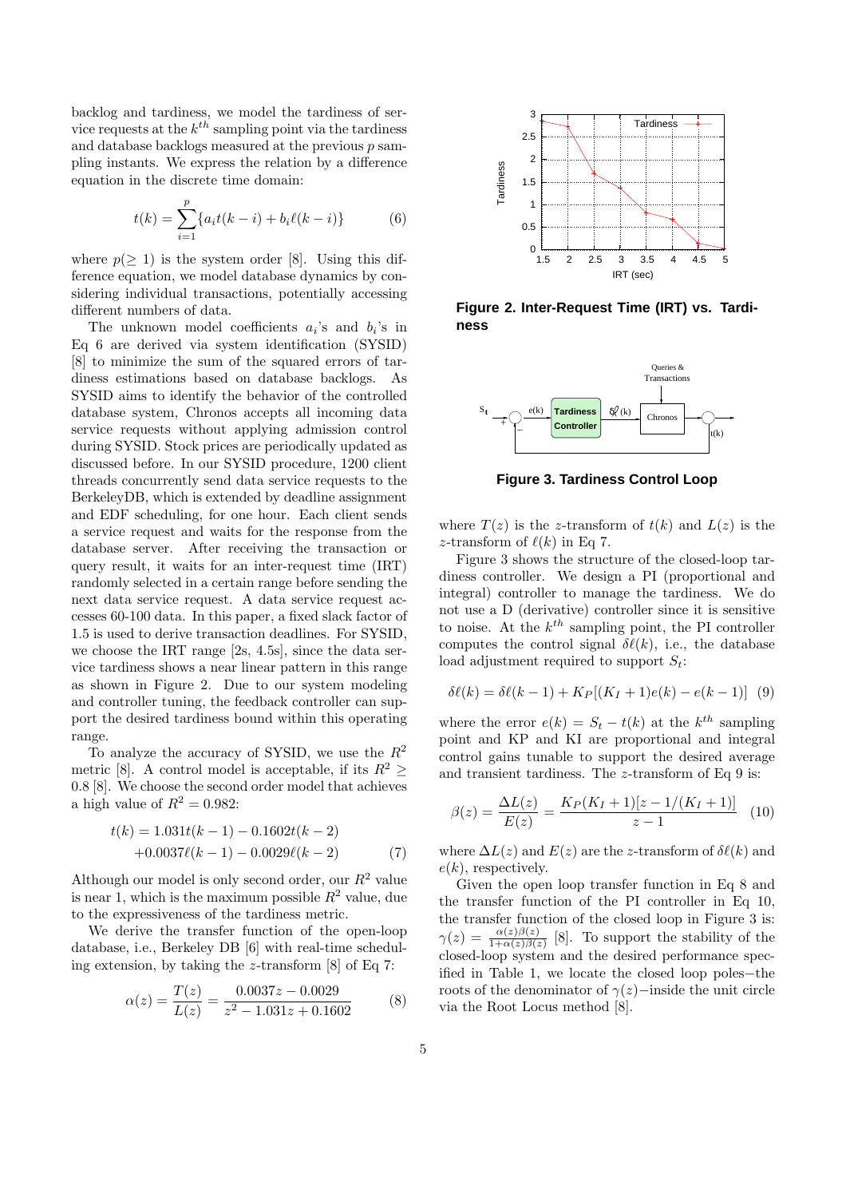backlog and tardiness, we model the tardiness of service requests at the $k^{th}$ sampling point via the tardiness and database backlogs measured at the previous $p$ sampling instants. We express the relation by a difference equation in the discrete time domain:

$$t(k) = \sum_{i=1}^{p}\{a_i t(k-i) + b_i \ell(k-i)\} \qquad (6)$$

where $p(\geq 1)$ is the system order [8]. Using this difference equation, we model database dynamics by considering individual transactions, potentially accessing different numbers of data.

The unknown model coefficients $a_i$'s and $b_i$'s in Eq 6 are derived via system identification (SYSID) [8] to minimize the sum of the squared errors of tardiness estimations based on database backlogs. As SYSID aims to identify the behavior of the controlled database system, Chronos accepts all incoming data service requests without applying admission control during SYSID. Stock prices are periodically updated as discussed before. In our SYSID procedure, 1200 client threads concurrently send data service requests to the BerkeleyDB, which is extended by deadline assignment and EDF scheduling, for one hour. Each client sends a service request and waits for the response from the database server. After receiving the transaction or query result, it waits for an inter-request time (IRT) randomly selected in a certain range before sending the next data service request. A data service request accesses 60-100 data. In this paper, a fixed slack factor of 1.5 is used to derive transaction deadlines. For SYSID, we choose the IRT range [2s, 4.5s], since the data service tardiness shows a near linear pattern in this range as shown in Figure 2. Due to our system modeling and controller tuning, the feedback controller can support the desired tardiness bound within this operating range.

To analyze the accuracy of SYSID, we use the $R^2$ metric [8]. A control model is acceptable, if its $R^2 \geq 0.8$ [8]. We choose the second order model that achieves a high value of $R^2 = 0.982$:

$$\begin{aligned} t(k) = & \ 1.031t(k-1) - 0.1602t(k-2) \\ & + 0.0037\ell(k-1) - 0.0029\ell(k-2) \end{aligned} \qquad (7)$$

Although our model is only second order, our $R^2$ value is near 1, which is the maximum possible $R^2$ value, due to the expressiveness of the tardiness metric.

We derive the transfer function of the open-loop database, i.e., Berkeley DB [6] with real-time scheduling extension, by taking the $z$-transform [8] of Eq 7:

$$\alpha(z) = \frac{T(z)}{L(z)} = \frac{0.0037z - 0.0029}{z^2 - 1.031z + 0.1602} \qquad (8)$$

**Figure 2. Inter-Request Time (IRT) vs. Tardiness**

**Figure 3. Tardiness Control Loop**

where $T(z)$ is the $z$-transform of $t(k)$ and $L(z)$ is the $z$-transform of $\ell(k)$ in Eq 7.

Figure 3 shows the structure of the closed-loop tardiness controller. We design a PI (proportional and integral) controller to manage the tardiness. We do not use a D (derivative) controller since it is sensitive to noise. At the $k^{th}$ sampling point, the PI controller computes the control signal $\delta\ell(k)$, i.e., the database load adjustment required to support $S_t$:

$$\delta\ell(k) = \delta\ell(k-1) + K_P[(K_I+1)e(k) - e(k-1)] \quad (9)$$

where the error $e(k) = S_t - t(k)$ at the $k^{th}$ sampling point and KP and KI are proportional and integral control gains tunable to support the desired average and transient tardiness. The $z$-transform of Eq 9 is:

$$\beta(z) = \frac{\Delta L(z)}{E(z)} = \frac{K_P(K_I+1)[z - 1/(K_I+1)]}{z-1} \quad (10)$$

where $\Delta L(z)$ and $E(z)$ are the $z$-transform of $\delta\ell(k)$ and $e(k)$, respectively.

Given the open loop transfer function in Eq 8 and the transfer function of the PI controller in Eq 10, the transfer function of the closed loop in Figure 3 is: $\gamma(z) = \frac{\alpha(z)\beta(z)}{1+\alpha(z)\beta(z)}$ [8]. To support the stability of the closed-loop system and the desired performance specified in Table 1, we locate the closed loop poles−the roots of the denominator of $\gamma(z)$−inside the unit circle via the Root Locus method [8].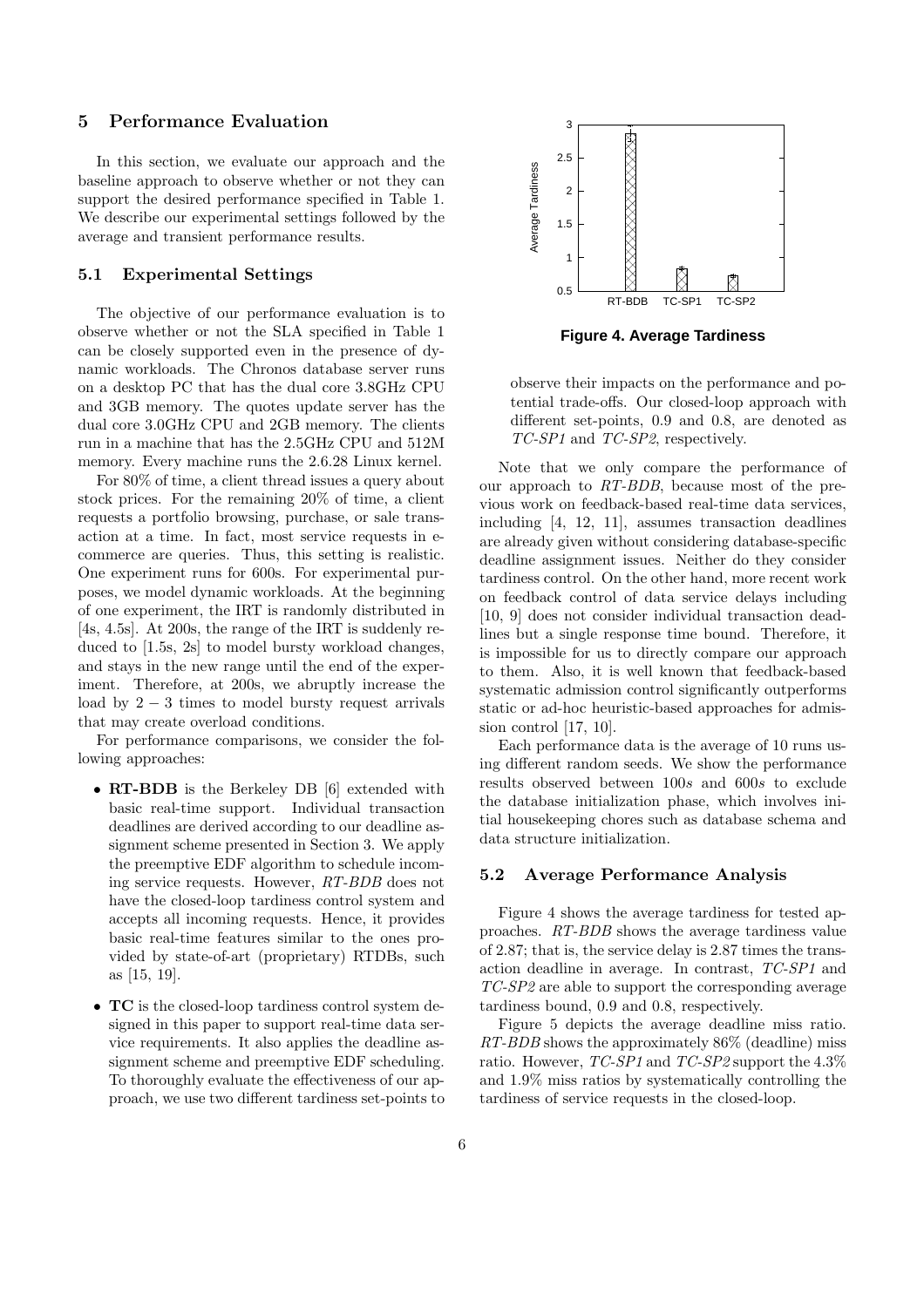## 5 Performance Evaluation

In this section, we evaluate our approach and the baseline approach to observe whether or not they can support the desired performance specified in Table 1. We describe our experimental settings followed by the average and transient performance results.

### 5.1 Experimental Settings

The objective of our performance evaluation is to observe whether or not the SLA specified in Table 1 can be closely supported even in the presence of dynamic workloads. The Chronos database server runs on a desktop PC that has the dual core 3.8GHz CPU and 3GB memory. The quotes update server has the dual core 3.0GHz CPU and 2GB memory. The clients run in a machine that has the 2.5GHz CPU and 512M memory. Every machine runs the 2.6.28 Linux kernel.

For 80% of time, a client thread issues a query about stock prices. For the remaining 20% of time, a client requests a portfolio browsing, purchase, or sale transaction at a time. In fact, most service requests in e-commerce are queries. Thus, this setting is realistic. One experiment runs for 600s. For experimental purposes, we model dynamic workloads. At the beginning of one experiment, the IRT is randomly distributed in [4s, 4.5s]. At 200s, the range of the IRT is suddenly reduced to [1.5s, 2s] to model bursty workload changes, and stays in the new range until the end of the experiment. Therefore, at 200s, we abruptly increase the load by $2-3$ times to model bursty request arrivals that may create overload conditions.

For performance comparisons, we consider the following approaches:

- **RT-BDB** is the Berkeley DB [6] extended with basic real-time support. Individual transaction deadlines are derived according to our deadline assignment scheme presented in Section 3. We apply the preemptive EDF algorithm to schedule incoming service requests. However, *RT-BDB* does not have the closed-loop tardiness control system and accepts all incoming requests. Hence, it provides basic real-time features similar to the ones provided by state-of-art (proprietary) RTDBs, such as [15, 19].
- **TC** is the closed-loop tardiness control system designed in this paper to support real-time data service requirements. It also applies the deadline assignment scheme and preemptive EDF scheduling. To thoroughly evaluate the effectiveness of our approach, we use two different tardiness set-points to observe their impacts on the performance and potential trade-offs. Our closed-loop approach with different set-points, 0.9 and 0.8, are denoted as *TC-SP1* and *TC-SP2*, respectively.

**Figure 4. Average Tardiness**

Note that we only compare the performance of our approach to *RT-BDB*, because most of the previous work on feedback-based real-time data services, including [4, 12, 11], assumes transaction deadlines are already given without considering database-specific deadline assignment issues. Neither do they consider tardiness control. On the other hand, more recent work on feedback control of data service delays including [10, 9] does not consider individual transaction deadlines but a single response time bound. Therefore, it is impossible for us to directly compare our approach to them. Also, it is well known that feedback-based systematic admission control significantly outperforms static or ad-hoc heuristic-based approaches for admission control [17, 10].

Each performance data is the average of 10 runs using different random seeds. We show the performance results observed between $100s$ and $600s$ to exclude the database initialization phase, which involves initial housekeeping chores such as database schema and data structure initialization.

### 5.2 Average Performance Analysis

Figure 4 shows the average tardiness for tested approaches. *RT-BDB* shows the average tardiness value of 2.87; that is, the service delay is 2.87 times the transaction deadline in average. In contrast, *TC-SP1* and *TC-SP2* are able to support the corresponding average tardiness bound, 0.9 and 0.8, respectively.

Figure 5 depicts the average deadline miss ratio. *RT-BDB* shows the approximately 86% (deadline) miss ratio. However, *TC-SP1* and *TC-SP2* support the 4.3% and 1.9% miss ratios by systematically controlling the tardiness of service requests in the closed-loop.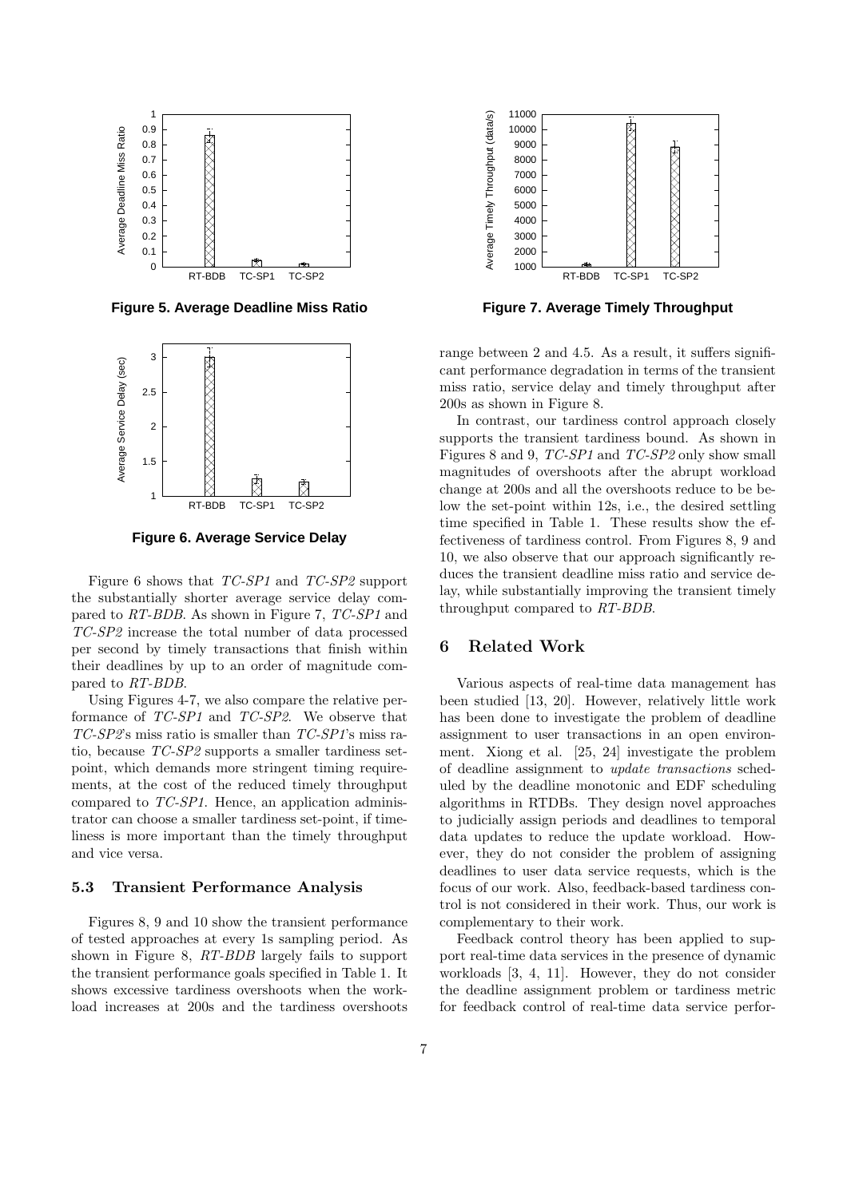Figure 5. Average Deadline Miss Ratio

Figure 6. Average Service Delay

Figure 6 shows that *TC-SP1* and *TC-SP2* support the substantially shorter average service delay compared to *RT-BDB*. As shown in Figure 7, *TC-SP1* and *TC-SP2* increase the total number of data processed per second by timely transactions that finish within their deadlines by up to an order of magnitude compared to *RT-BDB*.

Using Figures 4-7, we also compare the relative performance of *TC-SP1* and *TC-SP2*. We observe that *TC-SP2*'s miss ratio is smaller than *TC-SP1*'s miss ratio, because *TC-SP2* supports a smaller tardiness set-point, which demands more stringent timing requirements, at the cost of the reduced timely throughput compared to *TC-SP1*. Hence, an application administrator can choose a smaller tardiness set-point, if timeliness is more important than the timely throughput and vice versa.

### 5.3 Transient Performance Analysis

Figures 8, 9 and 10 show the transient performance of tested approaches at every 1s sampling period. As shown in Figure 8, *RT-BDB* largely fails to support the transient performance goals specified in Table 1. It shows excessive tardiness overshoots when the workload increases at 200s and the tardiness overshoots range between 2 and 4.5. As a result, it suffers significant performance degradation in terms of the transient miss ratio, service delay and timely throughput after 200s as shown in Figure 8.

Figure 7. Average Timely Throughput

In contrast, our tardiness control approach closely supports the transient tardiness bound. As shown in Figures 8 and 9, *TC-SP1* and *TC-SP2* only show small magnitudes of overshoots after the abrupt workload change at 200s and all the overshoots reduce to be below the set-point within 12s, i.e., the desired settling time specified in Table 1. These results show the effectiveness of tardiness control. From Figures 8, 9 and 10, we also observe that our approach significantly reduces the transient deadline miss ratio and service delay, while substantially improving the transient timely throughput compared to *RT-BDB*.

## 6 Related Work

Various aspects of real-time data management has been studied [13, 20]. However, relatively little work has been done to investigate the problem of deadline assignment to user transactions in an open environment. Xiong et al. [25, 24] investigate the problem of deadline assignment to *update transactions* scheduled by the deadline monotonic and EDF scheduling algorithms in RTDBs. They design novel approaches to judicially assign periods and deadlines to temporal data updates to reduce the update workload. However, they do not consider the problem of assigning deadlines to user data service requests, which is the focus of our work. Also, feedback-based tardiness control is not considered in their work. Thus, our work is complementary to their work.

Feedback control theory has been applied to support real-time data services in the presence of dynamic workloads [3, 4, 11]. However, they do not consider the deadline assignment problem or tardiness metric for feedback control of real-time data service perfor-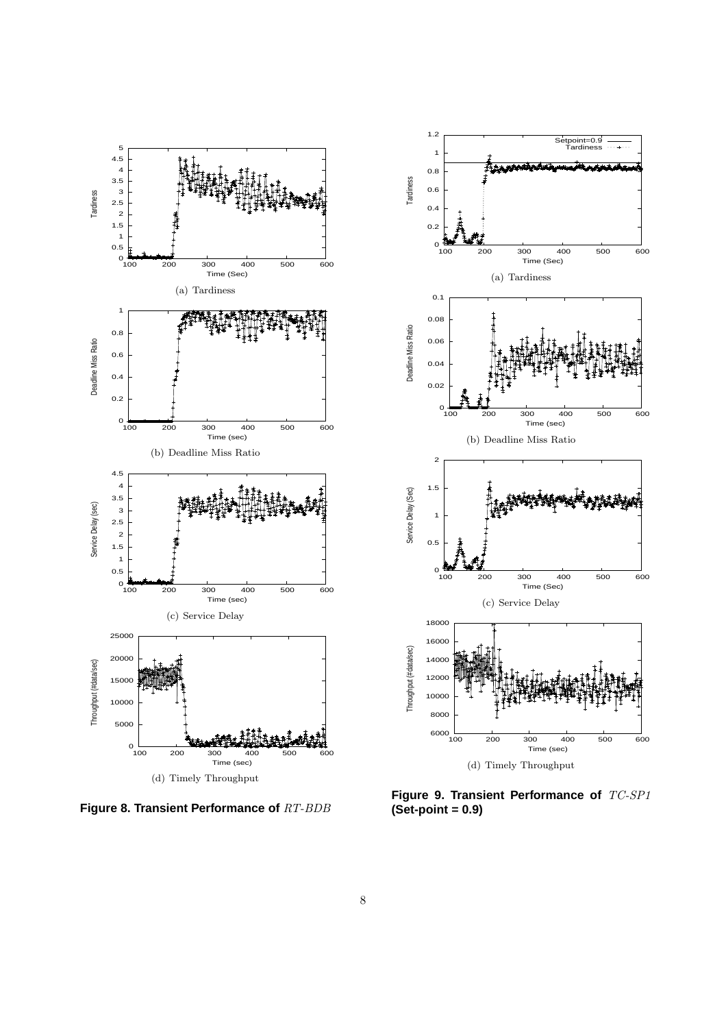(a) Tardiness

(b) Deadline Miss Ratio

(c) Service Delay

(d) Timely Throughput

**Figure 8. Transient Performance of** *RT-BDB*

(a) Tardiness

(b) Deadline Miss Ratio

(c) Service Delay

(d) Timely Throughput

**Figure 9. Transient Performance of** *TC-SP1* **(Set-point = 0.9)**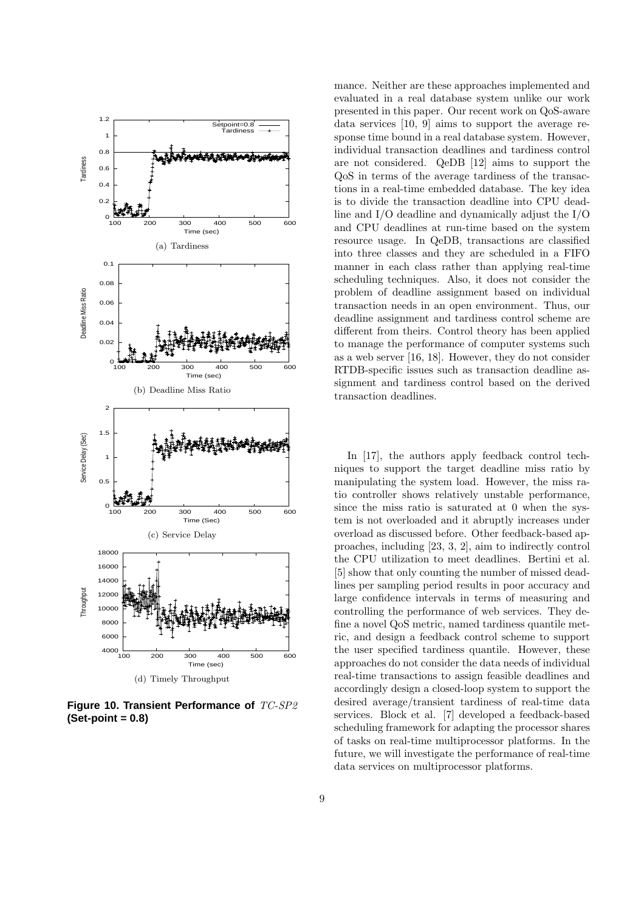(a) Tardiness

(b) Deadline Miss Ratio

(c) Service Delay

(d) Timely Throughput

**Figure 10. Transient Performance of** *TC-SP2* **(Set-point = 0.8)**

mance. Neither are these approaches implemented and evaluated in a real database system unlike our work presented in this paper. Our recent work on QoS-aware data services [10, 9] aims to support the average response time bound in a real database system. However, individual transaction deadlines and tardiness control are not considered. QeDB [12] aims to support the QoS in terms of the average tardiness of the transactions in a real-time embedded database. The key idea is to divide the transaction deadline into CPU deadline and I/O deadline and dynamically adjust the I/O and CPU deadlines at run-time based on the system resource usage. In QeDB, transactions are classified into three classes and they are scheduled in a FIFO manner in each class rather than applying real-time scheduling techniques. Also, it does not consider the problem of deadline assignment based on individual transaction needs in an open environment. Thus, our deadline assignment and tardiness control scheme are different from theirs. Control theory has been applied to manage the performance of computer systems such as a web server [16, 18]. However, they do not consider RTDB-specific issues such as transaction deadline assignment and tardiness control based on the derived transaction deadlines.

In [17], the authors apply feedback control techniques to support the target deadline miss ratio by manipulating the system load. However, the miss ratio controller shows relatively unstable performance, since the miss ratio is saturated at 0 when the system is not overloaded and it abruptly increases under overload as discussed before. Other feedback-based approaches, including [23, 3, 2], aim to indirectly control the CPU utilization to meet deadlines. Bertini et al. [5] show that only counting the number of missed deadlines per sampling period results in poor accuracy and large confidence intervals in terms of measuring and controlling the performance of web services. They define a novel QoS metric, named tardiness quantile metric, and design a feedback control scheme to support the user specified tardiness quantile. However, these approaches do not consider the data needs of individual real-time transactions to assign feasible deadlines and accordingly design a closed-loop system to support the desired average/transient tardiness of real-time data services. Block et al. [7] developed a feedback-based scheduling framework for adapting the processor shares of tasks on real-time multiprocessor platforms. In the future, we will investigate the performance of real-time data services on multiprocessor platforms.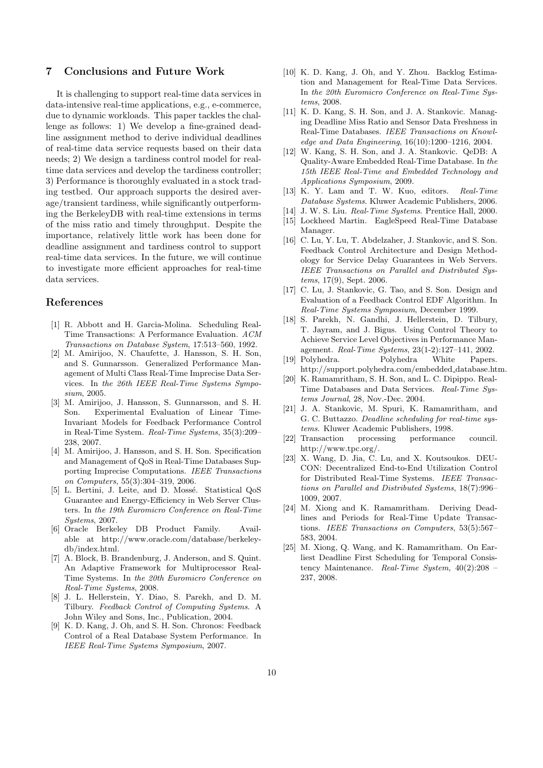## 7 Conclusions and Future Work

It is challenging to support real-time data services in data-intensive real-time applications, e.g., e-commerce, due to dynamic workloads. This paper tackles the challenge as follows: 1) We develop a fine-grained deadline assignment method to derive individual deadlines of real-time data service requests based on their data needs; 2) We design a tardiness control model for real-time data services and develop the tardiness controller; 3) Performance is thoroughly evaluated in a stock trading testbed. Our approach supports the desired average/transient tardiness, while significantly outperforming the BerkeleyDB with real-time extensions in terms of the miss ratio and timely throughput. Despite the importance, relatively little work has been done for deadline assignment and tardiness control to support real-time data services. In the future, we will continue to investigate more efficient approaches for real-time data services.

## References

[1] R. Abbott and H. Garcia-Molina. Scheduling Real-Time Transactions: A Performance Evaluation. *ACM Transactions on Database System*, 17:513–560, 1992.

[2] M. Amirijoo, N. Chaufette, J. Hansson, S. H. Son, and S. Gunnarsson. Generalized Performance Management of Multi Class Real-Time Imprecise Data Services. In *the 26th IEEE Real-Time Systems Symposium*, 2005.

[3] M. Amirijoo, J. Hansson, S. Gunnarsson, and S. H. Son. Experimental Evaluation of Linear Time-Invariant Models for Feedback Performance Control in Real-Time System. *Real-Time Systems*, 35(3):209–238, 2007.

[4] M. Amirijoo, J. Hansson, and S. H. Son. Specification and Management of QoS in Real-Time Databases Supporting Imprecise Computations. *IEEE Transactions on Computers*, 55(3):304–319, 2006.

[5] L. Bertini, J. Leite, and D. Mossé. Statistical QoS Guarantee and Energy-Efficiency in Web Server Clusters. In *the 19th Euromicro Conference on Real-Time Systems*, 2007.

[6] Oracle Berkeley DB Product Family. Available at http://www.oracle.com/database/berkeley-db/index.html.

[7] A. Block, B. Brandenburg, J. Anderson, and S. Quint. An Adaptive Framework for Multiprocessor Real-Time Systems. In *the 20th Euromicro Conference on Real-Time Systems*, 2008.

[8] J. L. Hellerstein, Y. Diao, S. Parekh, and D. M. Tilbury. *Feedback Control of Computing Systems*. A John Wiley and Sons, Inc., Publication, 2004.

[9] K. D. Kang, J. Oh, and S. H. Son. Chronos: Feedback Control of a Real Database System Performance. In *IEEE Real-Time Systems Symposium*, 2007.

[10] K. D. Kang, J. Oh, and Y. Zhou. Backlog Estimation and Management for Real-Time Data Services. In *the 20th Euromicro Conference on Real-Time Systems*, 2008.

[11] K. D. Kang, S. H. Son, and J. A. Stankovic. Managing Deadline Miss Ratio and Sensor Data Freshness in Real-Time Databases. *IEEE Transactions on Knowledge and Data Engineering*, 16(10):1200–1216, 2004.

[12] W. Kang, S. H. Son, and J. A. Stankovic. QeDB: A Quality-Aware Embedded Real-Time Database. In *the 15th IEEE Real-Time and Embedded Technology and Applications Symposium*, 2009.

[13] K. Y. Lam and T. W. Kuo, editors. *Real-Time Database Systems*. Kluwer Academic Publishers, 2006.

[14] J. W. S. Liu. *Real-Time Systems*. Prentice Hall, 2000.

[15] Lockheed Martin. EagleSpeed Real-Time Database Manager.

[16] C. Lu, Y. Lu, T. Abdelzaher, J. Stankovic, and S. Son. Feedback Control Architecture and Design Methodology for Service Delay Guarantees in Web Servers. *IEEE Transactions on Parallel and Distributed Systems*, 17(9), Sept. 2006.

[17] C. Lu, J. Stankovic, G. Tao, and S. Son. Design and Evaluation of a Feedback Control EDF Algorithm. In *Real-Time Systems Symposium*, December 1999.

[18] S. Parekh, N. Gandhi, J. Hellerstein, D. Tilbury, T. Jayram, and J. Bigus. Using Control Theory to Achieve Service Level Objectives in Performance Management. *Real-Time Systems*, 23(1-2):127–141, 2002.

[19] Polyhedra. Polyhedra White Papers. http://support.polyhedra.com/embedded_database.htm.

[20] K. Ramamritham, S. H. Son, and L. C. Dipippo. Real-Time Databases and Data Services. *Real-Time Systems Journal*, 28, Nov.-Dec. 2004.

[21] J. A. Stankovic, M. Spuri, K. Ramamritham, and G. C. Buttazzo. *Deadline scheduling for real-time systems*. Kluwer Academic Publishers, 1998.

[22] Transaction processing performance council. http://www.tpc.org/.

[23] X. Wang, D. Jia, C. Lu, and X. Koutsoukos. DEUCON: Decentralized End-to-End Utilization Control for Distributed Real-Time Systems. *IEEE Transactions on Parallel and Distributed Systems*, 18(7):996–1009, 2007.

[24] M. Xiong and K. Ramamritham. Deriving Deadlines and Periods for Real-Time Update Transactions. *IEEE Transactions on Computers*, 53(5):567–583, 2004.

[25] M. Xiong, Q. Wang, and K. Ramamritham. On Earliest Deadline First Scheduling for Temporal Consistency Maintenance. *Real-Time System*, 40(2):208 – 237, 2008.